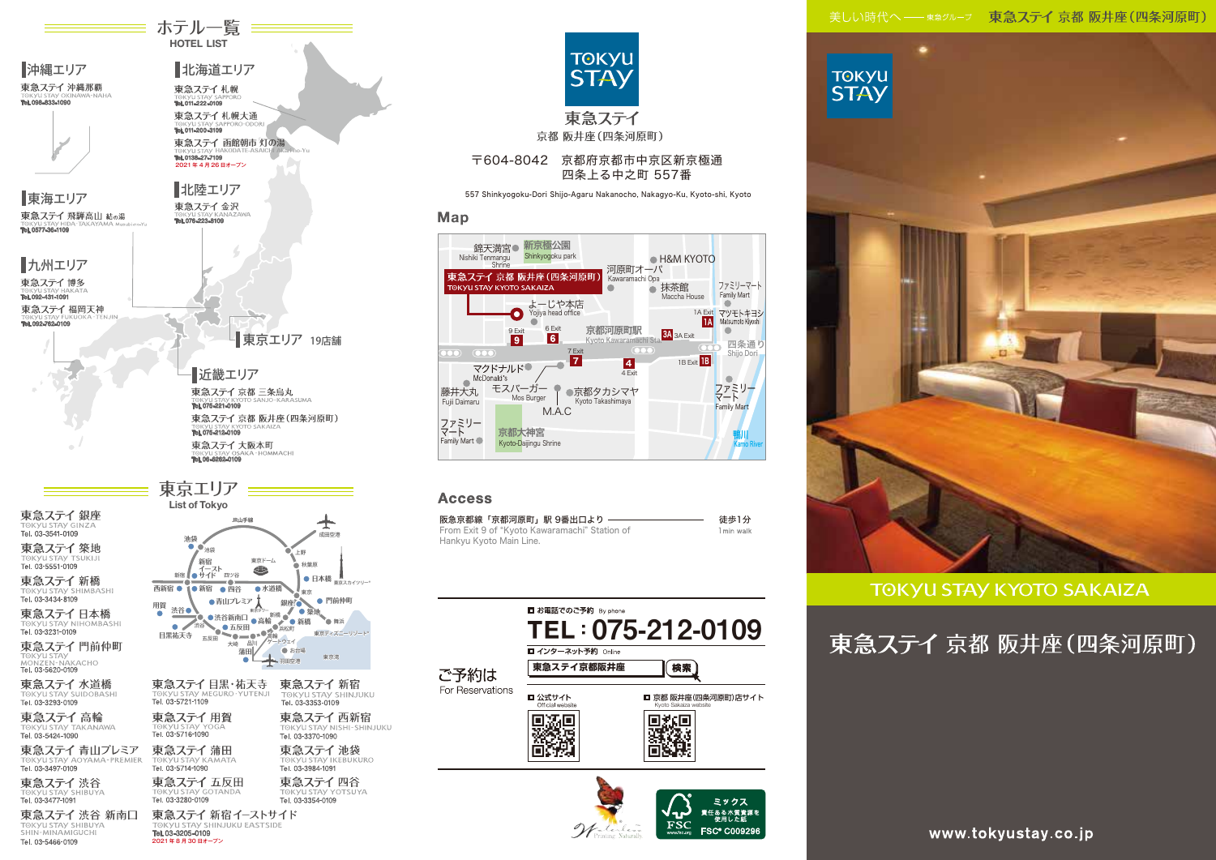# ホテル一覧
HOTEL LIST

## 沖縄エリア

東急ステイ 沖縄那覇
TOKYU STAY OKINAWA-NAHA
Tel. 098-833-1090

## 北海道エリア

東急ステイ 札幌
TOKYU STAY SAPPORO
Tel. 011-222-0109

東急ステイ 札幌大通
TOKYU STAY SAPPORO-ODORI
Tel. 011-200-3109

東急ステイ 函館朝市 灯の湯
TOKYU STAY HAKODATE-ASAICHI Akari-no-Yu
Tel. 0138-27-7109
2021年4月26日オープン

## 東海エリア

東急ステイ 飛騨高山 結の湯
TOKYU STAY HIDA-TAKAYAMA Musubi-no-Yu
Tel. 0577-36-1109

## 北陸エリア

東急ステイ 金沢
TOKYU STAY KANAZAWA
Tel. 076-223-8109

## 九州エリア

東急ステイ 博多
TOKYU STAY HAKATA
Tel. 092-431-1091

東急ステイ 福岡天神
TOKYU STAY FUKUOKA-TENJIN
Tel. 092-762-0109

## 東京エリア 19店舗

## 近畿エリア

東急ステイ 京都 三条烏丸
TOKYU STAY KYOTO SANJO-KARASUMA
Tel. 075-221-0109

東急ステイ 京都 阪井座(四条河原町)
TOKYU STAY KYOTO SAKAIZA
Tel. 075-212-0109

東急ステイ 大阪本町
TOKYU STAY OSAKA-HOMMACHI
Tel. 06-6262-0109

# 東京エリア
List of Tokyo

東急ステイ 銀座
TOKYU STAY GINZA
Tel. 03-3541-0109

東急ステイ 築地
TOKYU STAY TSUKIJI
Tel. 03-5551-0109

東急ステイ 新橋
TOKYU STAY SHIMBASHI
Tel. 03-3434-8109

東急ステイ 日本橋
TOKYU STAY NIHOMBASHI
Tel. 03-3231-0109

東急ステイ 門前仲町
TOKYU STAY MONZEN-NAKACHO
Tel. 03-5620-0109

東急ステイ 水道橋
TOKYU STAY SUIDOBASHI
Tel. 03-3293-0109

東急ステイ 高輪
TOKYU STAY TAKANAWA
Tel. 03-5424-1090

東急ステイ 青山プレミア
TOKYU STAY AOYAMA-PREMIER
Tel. 03-3497-0109

東急ステイ 渋谷
TOKYU STAY SHIBUYA
Tel. 03-3477-1091

東急ステイ 渋谷 新南口
TOKYU STAY SHIBUYA SHIN-MINAMIGUCHI
Tel. 03-5466-0109

東急ステイ 目黒・祐天寺
TOKYU STAY MEGURO-YUTENJI
Tel. 03-5721-1109

東急ステイ 用賀
TOKYU STAY YOGA
Tel. 03-5716-1090

東急ステイ 蒲田
TOKYU STAY KAMATA
Tel. 03-5714-0109

東急ステイ 五反田
TOKYU STAY GOTANDA
Tel. 03-3280-0109

東急ステイ 新宿イーストサイド
TOKYU STAY SHINJUKU EASTSIDE
Tel. 03-3205-0109
2021年8月30日オープン

東急ステイ 新宿
TOKYU STAY SHINJUKU
Tel. 03-3353-0109

東急ステイ 西新宿
TOKYU STAY NISHI-SHINJUKU
Tel. 03-3370-1090

東急ステイ 池袋
TOKYU STAY IKEBUKURO
Tel. 03-3984-1091

東急ステイ 四谷
TOKYU STAY YOTSUYA
Tel. 03-3354-0109

---

TOKYU STAY

# 東急ステイ
京都 阪井座(四条河原町)

〒604-8042 京都府京都市中京区新京極通
四条上る中之町 557番

557 Shinkyogoku-Dori Shijo-Agaru Nakanocho, Nakagyo-Ku, Kyoto-shi, Kyoto

## Map

## Access

阪急京都線「京都河原町」駅 9番出口より ― 徒歩1分
From Exit 9 of "Kyoto Kawaramachi" Station of Hankyu Kyoto Main Line. ― 1 min walk

## ご予約は
For Reservations

■ お電話でのご予約 By phone
**TEL : 075-212-0109**

■ インターネット予約 Online
東急ステイ京都阪井座 検索

■ 公式サイト Official website

■ 京都 阪井座(四条河原町)店サイト Kyoto Sakaiza website

ミックス 責任ある木質資源を使用した紙 FSC® C009296

---

美しい時代へ ―― 東急グループ　東急ステイ 京都 阪井座(四条河原町)

TOKYU STAY

TOKYU STAY KYOTO SAKAIZA

# 東急ステイ 京都 阪井座(四条河原町)

www.tokyustay.co.jp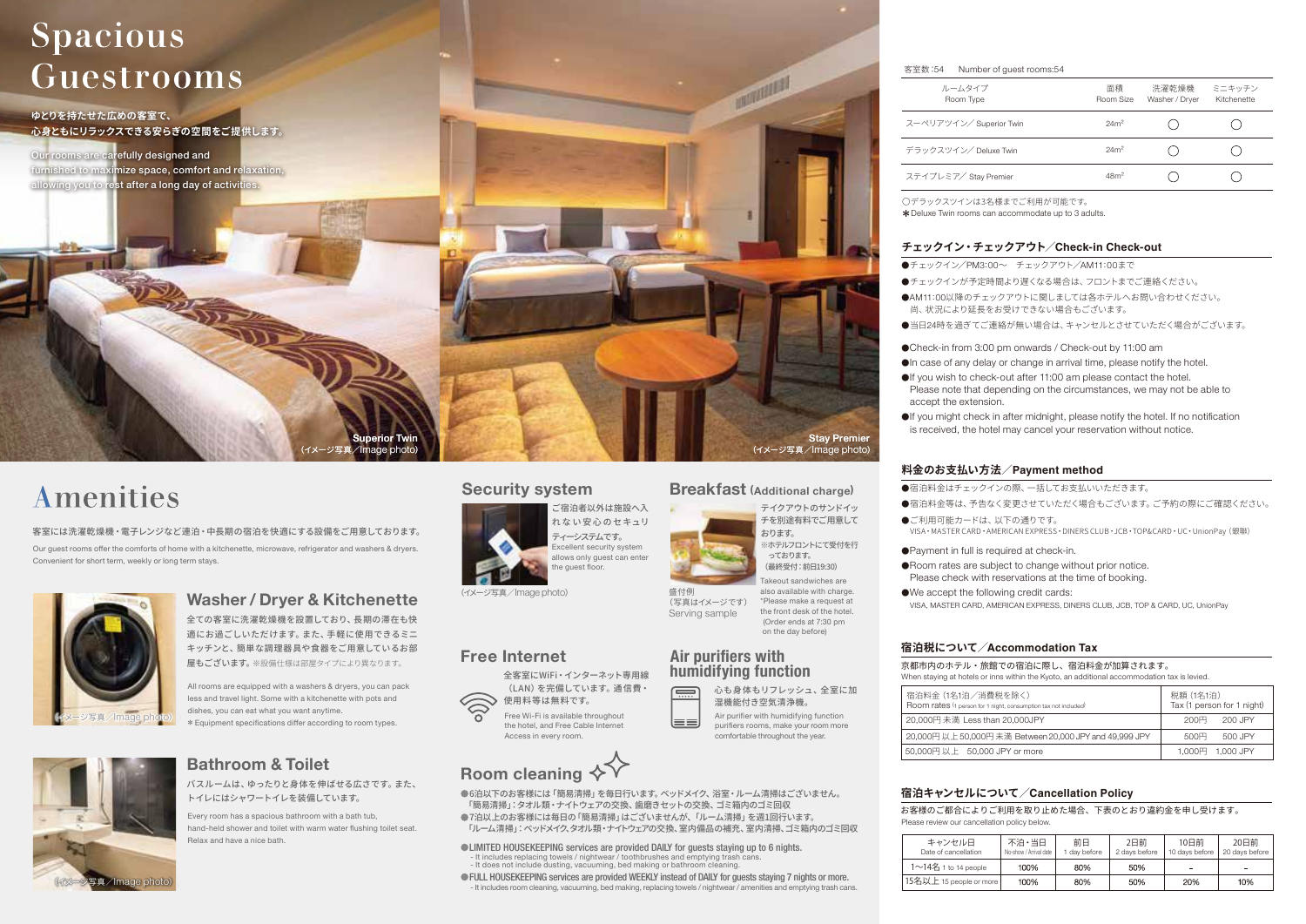# Spacious Guestrooms

ゆとりを持たせた広めの客室で、
心身ともにリラックスできる安らぎの空間をご提供します。

Our rooms are carefully designed and furnished to maximize space, comfort and relaxation, allowing you to rest after a long day of activities.

Superior Twin
（イメージ写真／Image photo）

Stay Premier
（イメージ写真／Image photo）

# Amenities

客室には洗濯乾燥機・電子レンジなど連泊・中長期の宿泊を快適にする設備をご用意しております。

Our guest rooms offer the comforts of home with a kitchenette, microwave, refrigerator and washers & dryers. Convenient for short term, weekly or long term stays.

## Washer / Dryer & Kitchenette

全ての客室に洗濯乾燥機を設置しており、長期の滞在も快適にお過ごしいただけます。また、手軽に使用できるミニキッチンと、簡単な調理器具や食器をご用意しているお部屋もございます。※設備仕様は部屋タイプにより異なります。

All rooms are equipped with a washers & dryers, you can pack less and travel light. Some with a kitchenette with pots and dishes, you can eat what you want anytime.
＊Equipment specifications differ according to room types.

（イメージ写真／Image photo）

## Bathroom & Toilet

バスルームは、ゆったりと身体を伸ばせる広さです。また、トイレにはシャワートイレを装備しています。

Every room has a spacious bathroom with a bath tub, hand-held shower and toilet with warm water flushing toilet seat. Relax and have a nice bath.

（イメージ写真／Image photo）

## Security system

ご宿泊者以外は施設へ入れない安心のセキュリティーシステムです。

Excellent security system allows only guest can enter the guest floor.

（イメージ写真／Image photo）

## Breakfast (Additional charge)

テイクアウトのサンドイッチを別途有料でご用意しております。
※ホテルフロントにて受付を行っております。
（最終受付：前日19:30）

Takeout sandwiches are also available with charge.
*Please make a request at the front desk of the hotel.
(Order ends at 7:30 pm on the day before)

盛付例
（写真はイメージです）
Serving sample

## Free Internet

全客室にWiFi・インターネット専用線（LAN）を完備しています。通信費・使用料等は無料です。

Free Wi-Fi is available throughout the hotel, and Free Cable Internet Access in every room.

## Air purifiers with humidifying function

心も身体もリフレッシュ、全室に加湿機能付き空気清浄機。

Air purifier with humidifying function purifiers rooms, make your room more comfortable throughout the year.

## Room cleaning

●6泊以下のお客様には「簡易清掃」を毎日行います。ベッドメイク、浴室・ルーム清掃はございません。
「簡易清掃」：タオル類・ナイトウェアの交換、歯磨きセットの交換、ゴミ箱内のゴミ回収
●7泊以上のお客様には毎日の「簡易清掃」はございませんが、「ルーム清掃」を週1回行います。
「ルーム清掃」：ベッドメイク、タオル類・ナイトウェアの交換、室内備品の補充、室内清掃、ゴミ箱内のゴミ回収

● **LIMITED HOUSEKEEPING services are provided DAILY for guests staying up to 6 nights.**
- It includes replacing towels / nightwear / toothbrushes and emptying trash cans.
- It does not include dusting, vacuuming, bed making or bathroom cleaning.

● **FULL HOUSEKEEPING services are provided WEEKLY instead of DAILY for guests staying 7 nights or more.**
- It includes room cleaning, vacuuming, bed making, replacing towels / nightwear / amenities and emptying trash cans.

---

客室数：54　Number of guest rooms:54

| ルームタイプ Room Type | 面積 Room Size | 洗濯乾燥機 Washer / Dryer | ミニキッチン Kitchenette |
|---|---|---|---|
| スーペリアツイン／ Superior Twin | 24m² | ○ | ○ |
| デラックスツイン／ Deluxe Twin | 24m² | ○ | ○ |
| ステイプレミア／ Stay Premier | 48m² | ○ | ○ |

○デラックスツインは3名様までご利用が可能です。
＊Deluxe Twin rooms can accommodate up to 3 adults.

## チェックイン・チェックアウト／Check-in Check-out

●チェックイン／PM3:00〜　チェックアウト／AM11:00まで
●チェックインが予定時間より遅くなる場合は、フロントまでご連絡ください。
●AM11:00以降のチェックアウトに関しましては各ホテルへお問い合わせください。
　尚、状況により延長をお受けできない場合もございます。
●当日24時を過ぎてご連絡が無い場合は、キャンセルとさせていただく場合がございます。

●Check-in from 3:00 pm onwards / Check-out by 11:00 am
●In case of any delay or change in arrival time, please notify the hotel.
●If you wish to check-out after 11:00 am please contact the hotel.
Please note that depending on the circumstances, we may not be able to accept the extension.
●If you might check in after midnight, please notify the hotel. If no notification is received, the hotel may cancel your reservation without notice.

## 料金のお支払方法／Payment method

●宿泊料金はチェックインの際、一括してお支払いいただきます。
●宿泊料金等は、予告なく変更させていただく場合もございます。ご予約の際にご確認ください。
●ご利用可能カードは、以下の通りです。
VISA・MASTER CARD・AMERICAN EXPRESS・DINERS CLUB・JCB・TOP&CARD・UC・UnionPay（銀聯）

●Payment in full is required at check-in.
●Room rates are subject to change without prior notice.
Please check with reservations at the time of booking.
●We accept the following credit cards:
VISA, MASTER CARD, AMERICAN EXPRESS, DINERS CLUB, JCB, TOP & CARD, UC, UnionPay

## 宿泊税について／Accommodation Tax

京都市内のホテル・旅館での宿泊に際し、宿泊税金が加算されます。
When staying at hotels or inns within the Kyoto, an additional accommodation tax is levied.

| 宿泊料金（1名1泊／消費税を除く） Room rates (1 person for 1 night, consumption tax not included) | 税額（1名1泊） Tax (1 person for 1 night) |
|---|---|
| 20,000円 未満 Less than 20,000JPY | 200円　200 JPY |
| 20,000円 以上 50,000円 未満 Between 20,000 JPY and 49,999 JPY | 500円　500 JPY |
| 50,000円 以上　50,000 JPY or more | 1,000円　1,000 JPY |

## 宿泊キャンセルについて／Cancellation Policy

お客様のご都合によりご利用を取り止めた場合、下表のとおり違約金を申し受けます。
Please review our cancellation policy below.

| キャンセル日 Date of cancellation | 不泊・当日 No show / Arrival date | 前日 1 day before | 2日前 2 days before | 10日前 10 days before | 20日前 20 days before |
|---|---|---|---|---|---|
| 1〜14名 1 to 14 people | 100% | 80% | 50% | – | – |
| 15名以上 15 people or more | 100% | 80% | 50% | 20% | 10% |